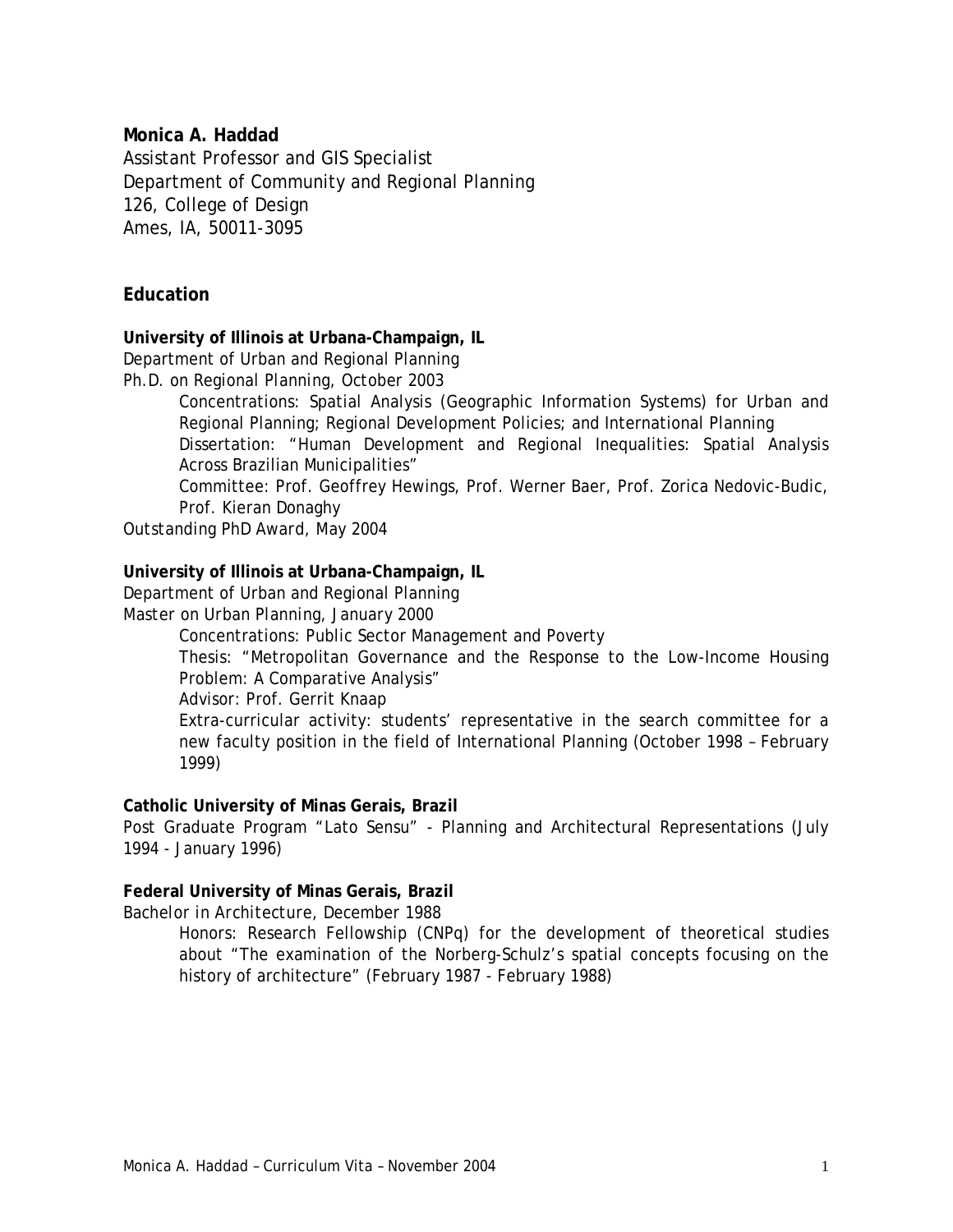**Monica A. Haddad**
Assistant Professor and GIS Specialist
Department of Community and Regional Planning
126, College of Design
Ames, IA, 50011-3095

## Education

**University of Illinois at Urbana-Champaign, IL**
Department of Urban and Regional Planning
Ph.D. on Regional Planning, October 2003

> Concentrations: Spatial Analysis (Geographic Information Systems) for Urban and Regional Planning; Regional Development Policies; and International Planning
> Dissertation: "Human Development and Regional Inequalities: Spatial Analysis Across Brazilian Municipalities"
> Committee: Prof. Geoffrey Hewings, Prof. Werner Baer, Prof. Zorica Nedovic-Budic, Prof. Kieran Donaghy

Outstanding PhD Award, May 2004

**University of Illinois at Urbana-Champaign, IL**
Department of Urban and Regional Planning
Master on Urban Planning, January 2000

> Concentrations: Public Sector Management and Poverty
> Thesis: "Metropolitan Governance and the Response to the Low-Income Housing Problem: A Comparative Analysis"
> Advisor: Prof. Gerrit Knaap
> Extra-curricular activity: students' representative in the search committee for a new faculty position in the field of International Planning (October 1998 – February 1999)

**Catholic University of Minas Gerais, Brazil**
Post Graduate Program "Lato Sensu" - Planning and Architectural Representations (July 1994 - January 1996)

**Federal University of Minas Gerais, Brazil**
Bachelor in Architecture, December 1988

> Honors: Research Fellowship (CNPq) for the development of theoretical studies about "The examination of the Norberg-Schulz's spatial concepts focusing on the history of architecture" (February 1987 - February 1988)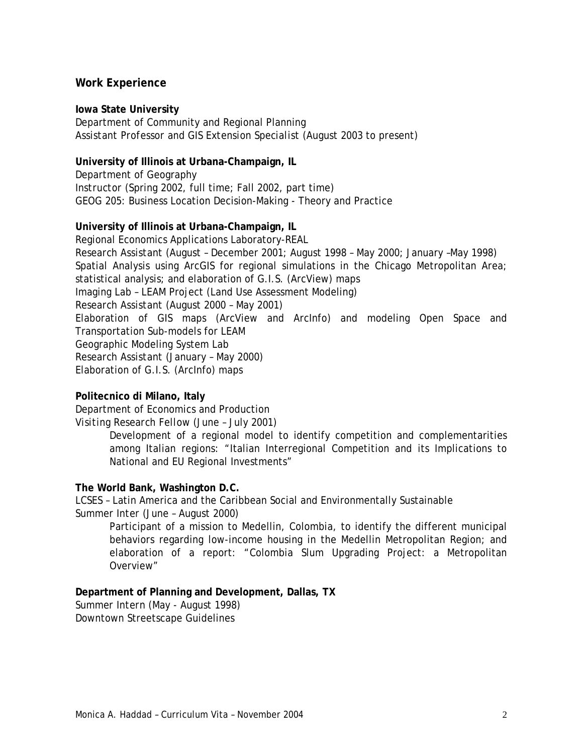## Work Experience

**Iowa State University**
Department of Community and Regional Planning
Assistant Professor and GIS Extension Specialist (August 2003 to present)

**University of Illinois at Urbana-Champaign, IL**
Department of Geography
Instructor (Spring 2002, full time; Fall 2002, part time)
GEOG 205: Business Location Decision-Making - Theory and Practice

**University of Illinois at Urbana-Champaign, IL**
Regional Economics Applications Laboratory-REAL
Research Assistant (August – December 2001; August 1998 – May 2000; January –May 1998)
Spatial Analysis using ArcGIS for regional simulations in the Chicago Metropolitan Area; statistical analysis; and elaboration of G.I.S. (ArcView) maps
Imaging Lab – LEAM Project (Land Use Assessment Modeling)
Research Assistant (August 2000 – May 2001)
Elaboration of GIS maps (ArcView and ArcInfo) and modeling Open Space and Transportation Sub-models for LEAM
Geographic Modeling System Lab
Research Assistant (January – May 2000)
Elaboration of G.I.S. (ArcInfo) maps

**Politecnico di Milano, Italy**
Department of Economics and Production
Visiting Research Fellow (June – July 2001)

> Development of a regional model to identify competition and complementarities among Italian regions: "Italian Interregional Competition and its Implications to National and EU Regional Investments"

**The World Bank, Washington D.C.**
LCSES – Latin America and the Caribbean Social and Environmentally Sustainable
Summer Inter (June – August 2000)

> Participant of a mission to Medellin, Colombia, to identify the different municipal behaviors regarding low-income housing in the Medellin Metropolitan Region; and elaboration of a report: "Colombia Slum Upgrading Project: a Metropolitan Overview"

**Department of Planning and Development, Dallas, TX**
Summer Intern (May - August 1998)
Downtown Streetscape Guidelines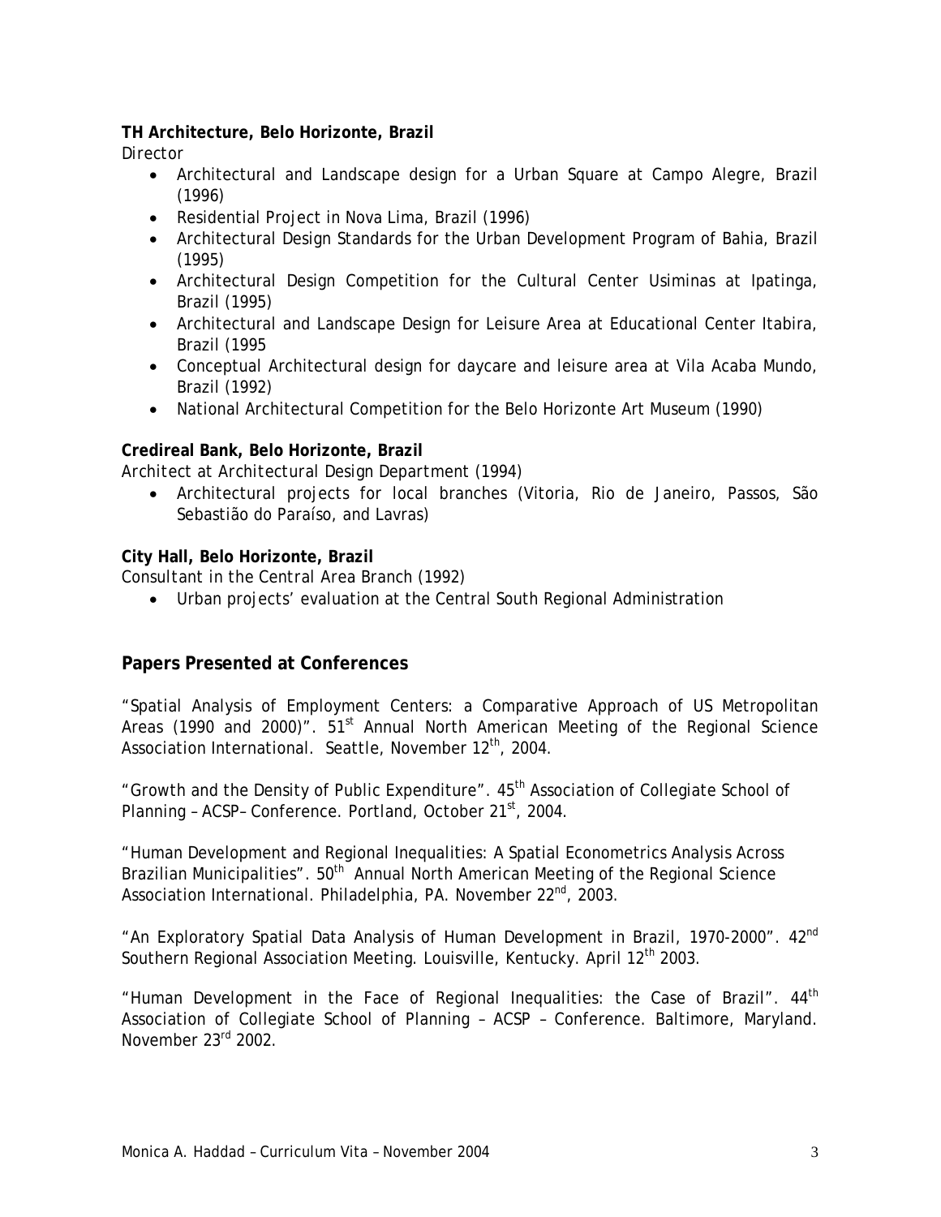**TH Architecture, Belo Horizonte, Brazil**

*Director*

- Architectural and Landscape design for a Urban Square at Campo Alegre, Brazil (1996)
- Residential Project in Nova Lima, Brazil (1996)
- Architectural Design Standards for the Urban Development Program of Bahia, Brazil (1995)
- Architectural Design Competition for the Cultural Center Usiminas at Ipatinga, Brazil (1995)
- Architectural and Landscape Design for Leisure Area at Educational Center Itabira, Brazil (1995
- Conceptual Architectural design for daycare and leisure area at Vila Acaba Mundo, Brazil (1992)
- National Architectural Competition for the Belo Horizonte Art Museum (1990)

**Credireal Bank, Belo Horizonte, Brazil**

*Architect at Architectural Design Department (1994)*

- Architectural projects for local branches (Vitoria, Rio de Janeiro, Passos, São Sebastião do Paraíso, and Lavras)

**City Hall, Belo Horizonte, Brazil**

*Consultant in the Central Area Branch (1992)*

- Urban projects' evaluation at the Central South Regional Administration

## Papers Presented at Conferences

"Spatial Analysis of Employment Centers: a Comparative Approach of US Metropolitan Areas (1990 and 2000)". 51st Annual North American Meeting of the Regional Science Association International. Seattle, November 12th, 2004.

"Growth and the Density of Public Expenditure". 45th Association of Collegiate School of Planning – ACSP– Conference. Portland, October 21st, 2004.

"Human Development and Regional Inequalities: A Spatial Econometrics Analysis Across Brazilian Municipalities". 50th Annual North American Meeting of the Regional Science Association International. Philadelphia, PA. November 22nd, 2003.

"An Exploratory Spatial Data Analysis of Human Development in Brazil, 1970-2000". 42nd Southern Regional Association Meeting. Louisville, Kentucky. April 12th 2003.

"Human Development in the Face of Regional Inequalities: the Case of Brazil". 44th Association of Collegiate School of Planning – ACSP – Conference. Baltimore, Maryland. November 23rd 2002.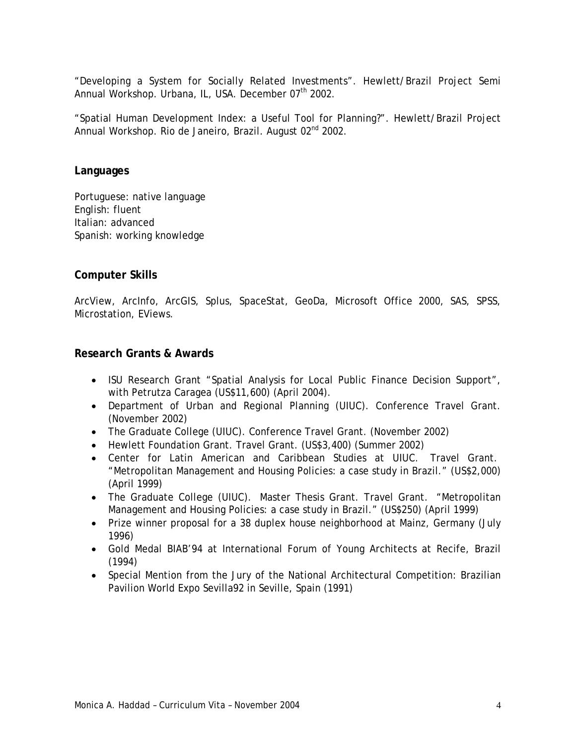"Developing a System for Socially Related Investments". Hewlett/Brazil Project Semi Annual Workshop. Urbana, IL, USA. December 07th 2002.

"Spatial Human Development Index: a Useful Tool for Planning?". Hewlett/Brazil Project Annual Workshop. Rio de Janeiro, Brazil. August 02nd 2002.

## Languages

Portuguese: native language
English: fluent
Italian: advanced
Spanish: working knowledge

## Computer Skills

ArcView, ArcInfo, ArcGIS, Splus, SpaceStat, GeoDa, Microsoft Office 2000, SAS, SPSS, Microstation, EViews.

## Research Grants & Awards

- ISU Research Grant "Spatial Analysis for Local Public Finance Decision Support", with Petrutza Caragea (US$11,600) (April 2004).
- Department of Urban and Regional Planning (UIUC). Conference Travel Grant. (November 2002)
- The Graduate College (UIUC). Conference Travel Grant. (November 2002)
- Hewlett Foundation Grant. Travel Grant. (US$3,400) (Summer 2002)
- Center for Latin American and Caribbean Studies at UIUC. Travel Grant. "Metropolitan Management and Housing Policies: a case study in Brazil." (US$2,000) (April 1999)
- The Graduate College (UIUC). Master Thesis Grant. Travel Grant. "Metropolitan Management and Housing Policies: a case study in Brazil." (US$250) (April 1999)
- Prize winner proposal for a 38 duplex house neighborhood at Mainz, Germany (July 1996)
- Gold Medal BIAB'94 at International Forum of Young Architects at Recife, Brazil (1994)
- Special Mention from the Jury of the National Architectural Competition: Brazilian Pavilion World Expo Sevilla92 in Seville, Spain (1991)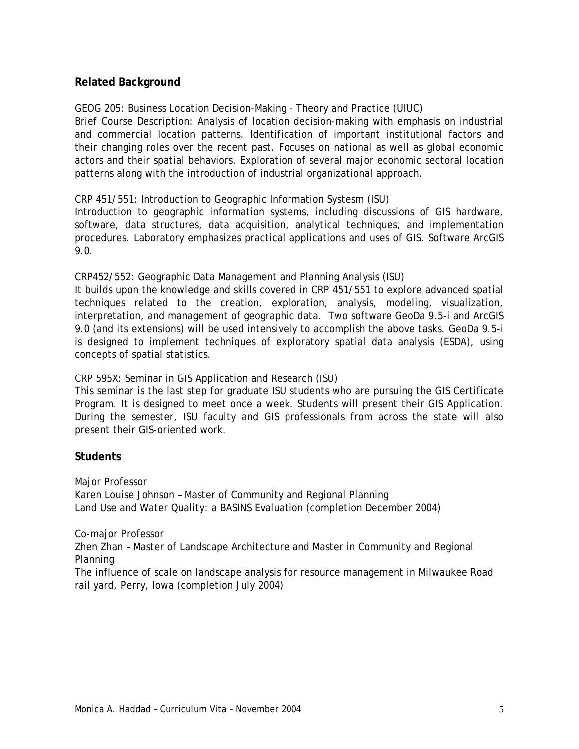## Related Background

GEOG 205: Business Location Decision-Making - Theory and Practice (UIUC)
Brief Course Description: Analysis of location decision-making with emphasis on industrial and commercial location patterns. Identification of important institutional factors and their changing roles over the recent past. Focuses on national as well as global economic actors and their spatial behaviors. Exploration of several major economic sectoral location patterns along with the introduction of industrial organizational approach.

CRP 451/551: Introduction to Geographic Information Systesm (ISU)
Introduction to geographic information systems, including discussions of GIS hardware, software, data structures, data acquisition, analytical techniques, and implementation procedures. Laboratory emphasizes practical applications and uses of GIS. Software ArcGIS 9.0.

CRP452/552: Geographic Data Management and Planning Analysis (ISU)
It builds upon the knowledge and skills covered in CRP 451/551 to explore advanced spatial techniques related to the creation, exploration, analysis, modeling, visualization, interpretation, and management of geographic data. Two software GeoDa 9.5-i and ArcGIS 9.0 (and its extensions) will be used intensively to accomplish the above tasks. GeoDa 9.5-i is designed to implement techniques of exploratory spatial data analysis (ESDA), using concepts of spatial statistics.

CRP 595X: Seminar in GIS Application and Research (ISU)
This seminar is the last step for graduate ISU students who are pursuing the GIS Certificate Program. It is designed to meet once a week. Students will present their GIS Application. During the semester, ISU faculty and GIS professionals from across the state will also present their GIS-oriented work.

## Students

Major Professor
Karen Louise Johnson – Master of Community and Regional Planning
Land Use and Water Quality: a BASINS Evaluation (completion December 2004)

Co-major Professor
Zhen Zhan – Master of Landscape Architecture and Master in Community and Regional Planning
The influence of scale on landscape analysis for resource management in Milwaukee Road rail yard, Perry, Iowa (completion July 2004)